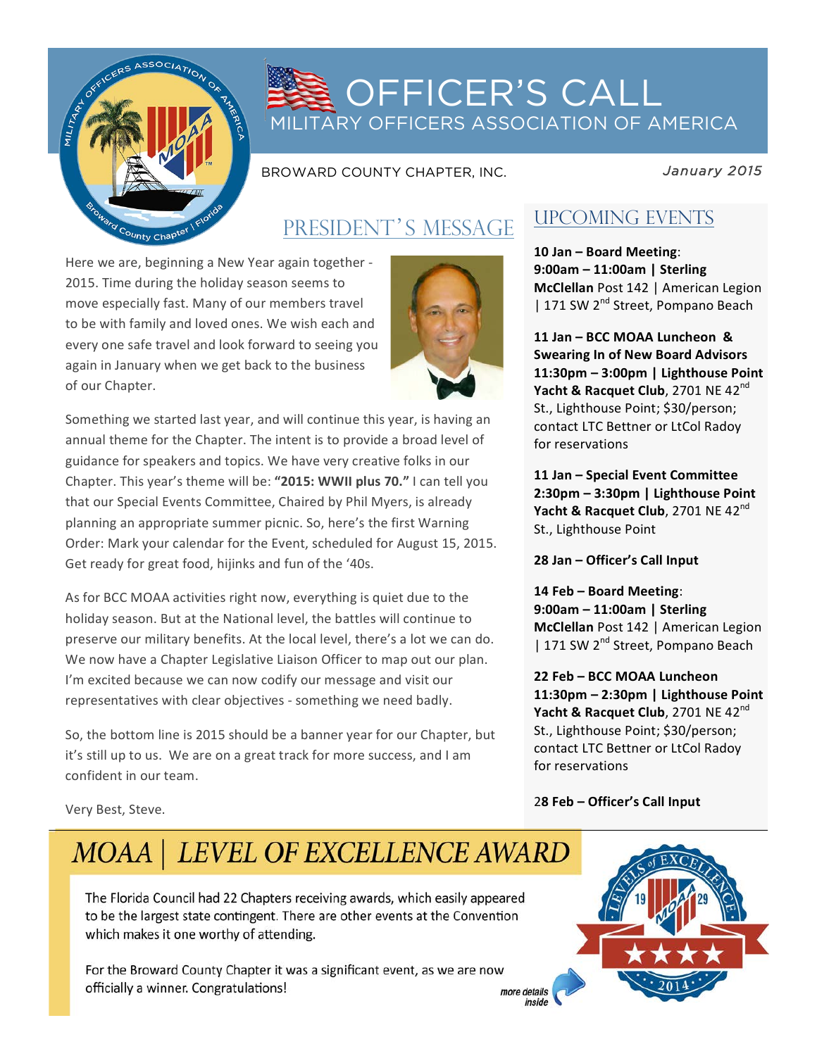# OFFICER'S CALL

## MILITARY OFFICERS ASSOCIATION OF AMERICA

BROWARD COUNTY CHAPTER, INC.

*January 2015*

## PRESIDENT'S MESSAGE

Here we are, beginning a New Year again together - 2015. Time during the holiday season seems to move especially fast. Many of our members travel to be with family and loved ones. We wish each and every one safe travel and look forward to seeing you again in January when we get back to the business of our Chapter.

Something we started last year, and will continue this year, is having an annual theme for the Chapter. The intent is to provide a broad level of guidance for speakers and topics. We have very creative folks in our Chapter. This year's theme will be: **"2015: WWII plus 70."** I can tell you that our Special Events Committee, Chaired by Phil Myers, is already planning an appropriate summer picnic. So, here's the first Warning Order: Mark your calendar for the Event, scheduled for August 15, 2015. Get ready for great food, hijinks and fun of the '40s.

As for BCC MOAA activities right now, everything is quiet due to the holiday season. But at the National level, the battles will continue to preserve our military benefits. At the local level, there's a lot we can do. We now have a Chapter Legislative Liaison Officer to map out our plan. I'm excited because we can now codify our message and visit our representatives with clear objectives - something we need badly.

So, the bottom line is 2015 should be a banner year for our Chapter, but it's still up to us. We are on a great track for more success, and I am confident in our team.

Very Best, Steve.

## UPCOMING EVENTS

**10 Jan – Board Meeting**:
**9:00am – 11:00am | Sterling McClellan** Post 142 | American Legion | 171 SW 2nd Street, Pompano Beach

**11 Jan – BCC MOAA Luncheon & Swearing In of New Board Advisors**
**11:30pm – 3:00pm | Lighthouse Point Yacht & Racquet Club**, 2701 NE 42nd St., Lighthouse Point; $30/person; contact LTC Bettner or LtCol Radoy for reservations

**11 Jan – Special Event Committee**
**2:30pm – 3:30pm | Lighthouse Point Yacht & Racquet Club**, 2701 NE 42nd St., Lighthouse Point

**28 Jan – Officer's Call Input**

**14 Feb – Board Meeting**:
**9:00am – 11:00am | Sterling McClellan** Post 142 | American Legion | 171 SW 2nd Street, Pompano Beach

**22 Feb – BCC MOAA Luncheon**
**11:30pm – 2:30pm | Lighthouse Point Yacht & Racquet Club**, 2701 NE 42nd St., Lighthouse Point; $30/person; contact LTC Bettner or LtCol Radoy for reservations

**28 Feb – Officer's Call Input**

## *MOAA | LEVEL OF EXCELLENCE AWARD*

The Florida Council had 22 Chapters receiving awards, which easily appeared to be the largest state contingent. There are other events at the Convention which makes it one worthy of attending.

For the Broward County Chapter it was a significant event, as we are now officially a winner. Congratulations!

*more details inside*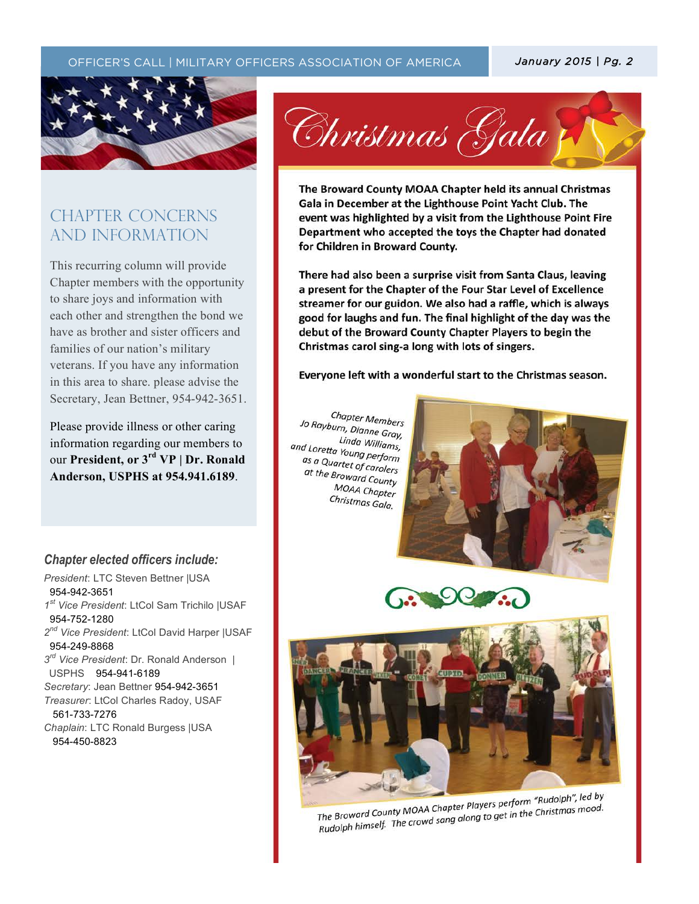## CHAPTER CONCERNS AND INFORMATION

This recurring column will provide Chapter members with the opportunity to share joys and information with each other and strengthen the bond we have as brother and sister officers and families of our nation's military veterans. If you have any information in this area to share. please advise the Secretary, Jean Bettner, 954-942-3651.

Please provide illness or other caring information regarding our members to our **President, or 3rd VP | Dr. Ronald Anderson, USPHS at 954.941.6189**.

### *Chapter elected officers include:*

*President*: LTC Steven Bettner |USA 954-942-3651
*1st Vice President*: LtCol Sam Trichilo |USAF 954-752-1280
*2nd Vice President*: LtCol David Harper |USAF 954-249-8868
*3rd Vice President*: Dr. Ronald Anderson | USPHS 954-941-6189
*Secretary*: Jean Bettner 954-942-3651
*Treasurer*: LtCol Charles Radoy, USAF 561-733-7276
*Chaplain*: LTC Ronald Burgess |USA 954-450-8823

# Christmas Gala

**The Broward County MOAA Chapter held its annual Christmas Gala in December at the Lighthouse Point Yacht Club. The event was highlighted by a visit from the Lighthouse Point Fire Department who accepted the toys the Chapter had donated for Children in Broward County.**

**There had also been a surprise visit from Santa Claus, leaving a present for the Chapter of the Four Star Level of Excellence streamer for our guidon. We also had a raffle, which is always good for laughs and fun. The final highlight of the day was the debut of the Broward County Chapter Players to begin the Christmas carol sing-a long with lots of singers.**

**Everyone left with a wonderful start to the Christmas season.**

*Chapter Members Jo Rayburn, Dianne Gray, Linda Williams, and Loretta Young perform as a Quartet of carolers at the Broward County MOAA Chapter Christmas Gala.*

*The Broward County MOAA Chapter Players perform "Rudolph", led by Rudolph himself. The crowd sang along to get in the Christmas mood.*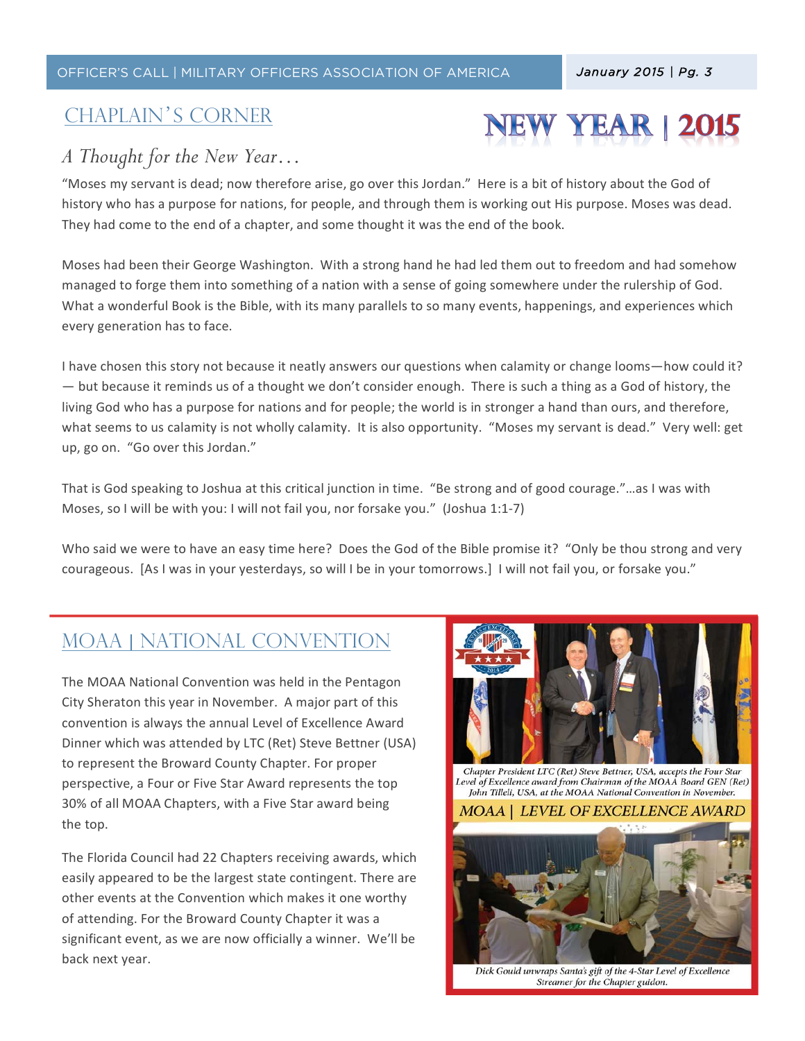## CHAPLAIN'S CORNER

# NEW YEAR | 2015

### *A Thought for the New Year…*

"Moses my servant is dead; now therefore arise, go over this Jordan." Here is a bit of history about the God of history who has a purpose for nations, for people, and through them is working out His purpose. Moses was dead. They had come to the end of a chapter, and some thought it was the end of the book.

Moses had been their George Washington. With a strong hand he had led them out to freedom and had somehow managed to forge them into something of a nation with a sense of going somewhere under the rulership of God. What a wonderful Book is the Bible, with its many parallels to so many events, happenings, and experiences which every generation has to face.

I have chosen this story not because it neatly answers our questions when calamity or change looms—how could it? — but because it reminds us of a thought we don't consider enough. There is such a thing as a God of history, the living God who has a purpose for nations and for people; the world is in stronger a hand than ours, and therefore, what seems to us calamity is not wholly calamity. It is also opportunity. "Moses my servant is dead." Very well: get up, go on. "Go over this Jordan."

That is God speaking to Joshua at this critical junction in time. "Be strong and of good courage."…as I was with Moses, so I will be with you: I will not fail you, nor forsake you." (Joshua 1:1-7)

Who said we were to have an easy time here? Does the God of the Bible promise it? "Only be thou strong and very courageous. [As I was in your yesterdays, so will I be in your tomorrows.] I will not fail you, or forsake you."

## MOAA | NATIONAL CONVENTION

The MOAA National Convention was held in the Pentagon City Sheraton this year in November. A major part of this convention is always the annual Level of Excellence Award Dinner which was attended by LTC (Ret) Steve Bettner (USA) to represent the Broward County Chapter. For proper perspective, a Four or Five Star Award represents the top 30% of all MOAA Chapters, with a Five Star award being the top.

The Florida Council had 22 Chapters receiving awards, which easily appeared to be the largest state contingent. There are other events at the Convention which makes it one worthy of attending. For the Broward County Chapter it was a significant event, as we are now officially a winner. We'll be back next year.

*Chapter President LTC (Ret) Steve Bettner, USA, accepts the Four Star Level of Excellence award from Chairman of the MOAA Board GEN (Ret) John Tilleli, USA, at the MOAA National Convention in November.*

### *MOAA | LEVEL OF EXCELLENCE AWARD*

*Dick Gould unwraps Santa's gift of the 4-Star Level of Excellence Streamer for the Chapter guidon.*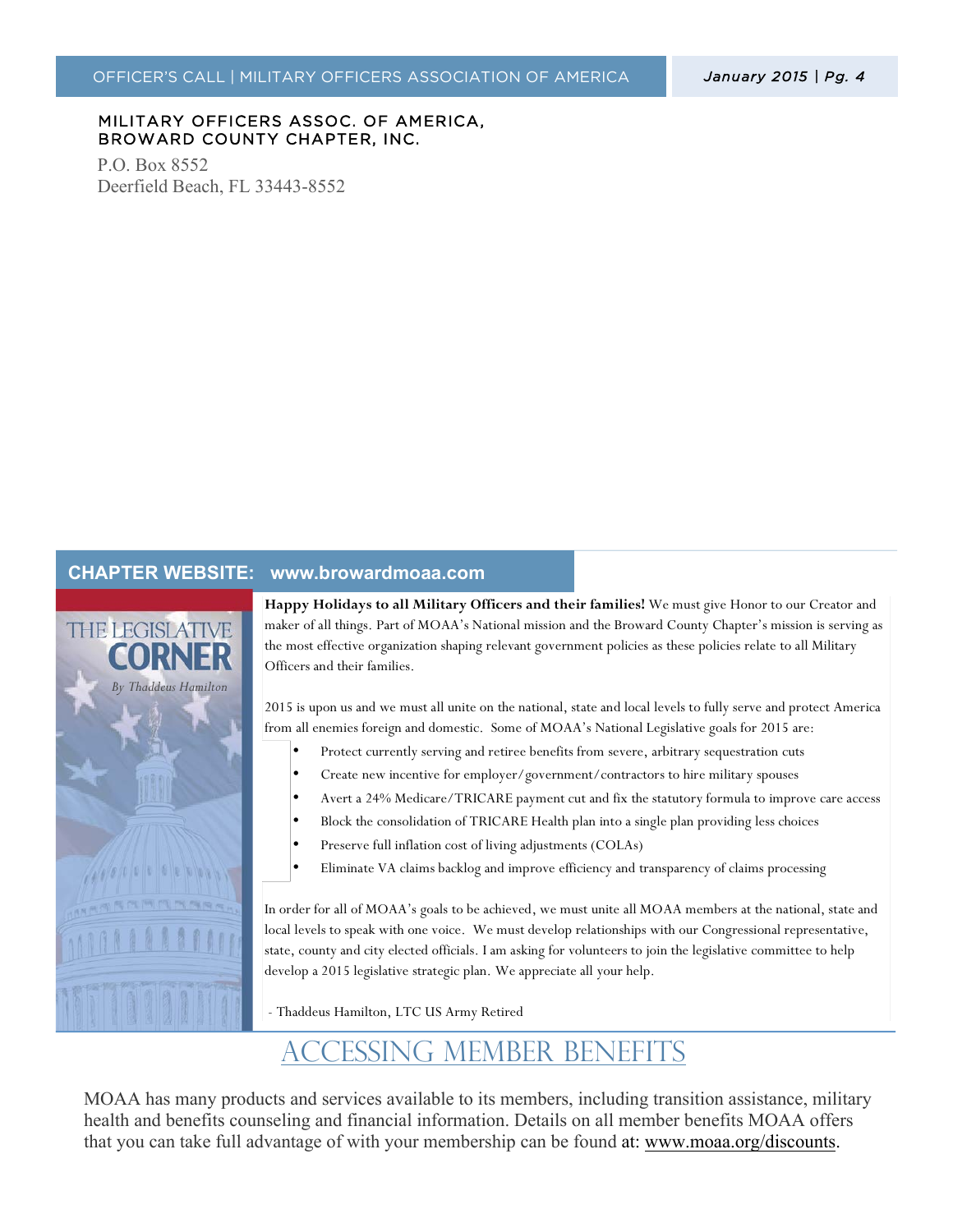MILITARY OFFICERS ASSOC. OF AMERICA,
BROWARD COUNTY CHAPTER, INC.

P.O. Box 8552
Deerfield Beach, FL 33443-8552

**CHAPTER WEBSITE: www.browardmoaa.com**

## THE LEGISLATIVE CORNER

*By Thaddeus Hamilton*

**Happy Holidays to all Military Officers and their families!** We must give Honor to our Creator and maker of all things. Part of MOAA's National mission and the Broward County Chapter's mission is serving as the most effective organization shaping relevant government policies as these policies relate to all Military Officers and their families.

2015 is upon us and we must all unite on the national, state and local levels to fully serve and protect America from all enemies foreign and domestic. Some of MOAA's National Legislative goals for 2015 are:

- Protect currently serving and retiree benefits from severe, arbitrary sequestration cuts
- Create new incentive for employer/government/contractors to hire military spouses
- Avert a 24% Medicare/TRICARE payment cut and fix the statutory formula to improve care access
- Block the consolidation of TRICARE Health plan into a single plan providing less choices
- Preserve full inflation cost of living adjustments (COLAs)
- Eliminate VA claims backlog and improve efficiency and transparency of claims processing

In order for all of MOAA's goals to be achieved, we must unite all MOAA members at the national, state and local levels to speak with one voice. We must develop relationships with our Congressional representative, state, county and city elected officials. I am asking for volunteers to join the legislative committee to help develop a 2015 legislative strategic plan. We appreciate all your help.

- Thaddeus Hamilton, LTC US Army Retired

## ACCESSING MEMBER BENEFITS

MOAA has many products and services available to its members, including transition assistance, military health and benefits counseling and financial information. Details on all member benefits MOAA offers that you can take full advantage of with your membership can be found at: www.moaa.org/discounts.